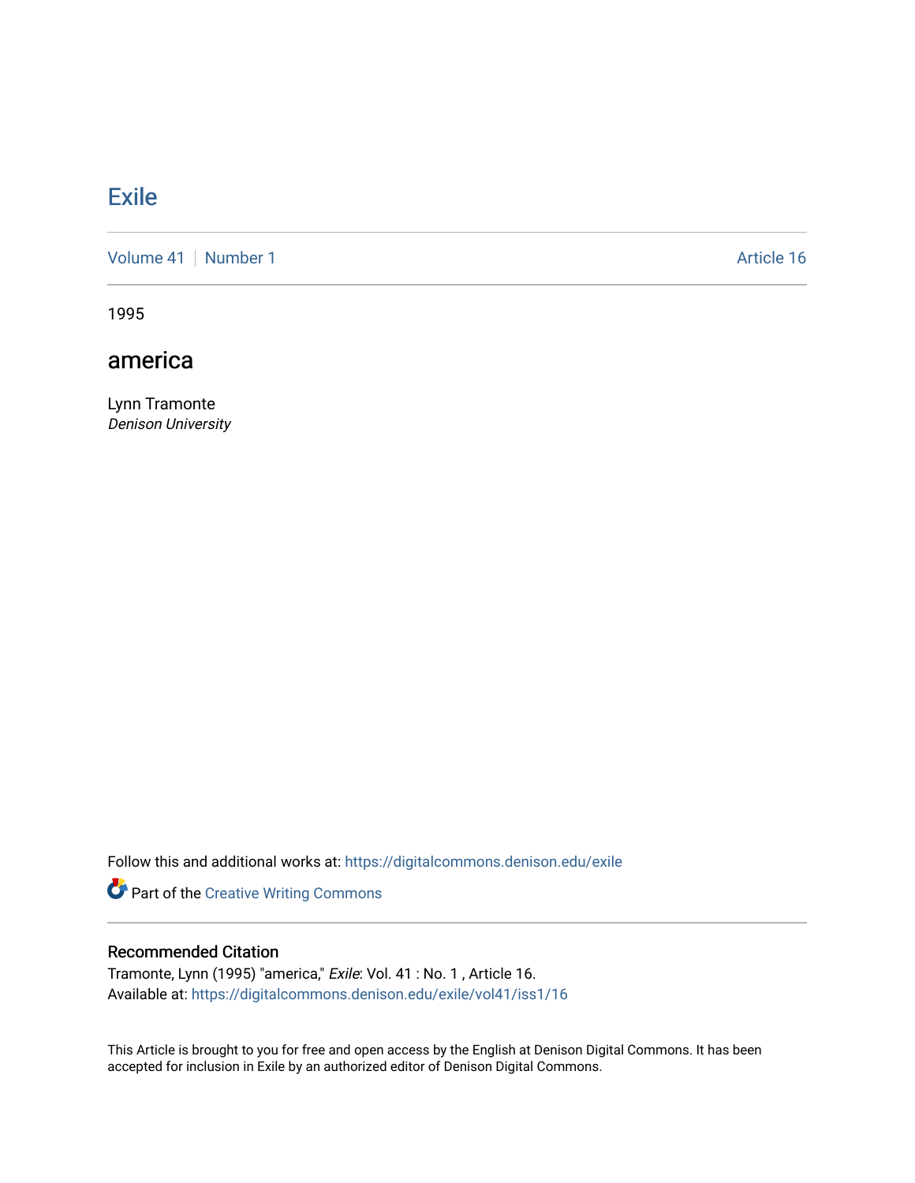# Exile

Volume 41 | Number 1 | Article 16

1995

## america

Lynn Tramonte
*Denison University*

Follow this and additional works at: https://digitalcommons.denison.edu/exile

Part of the Creative Writing Commons

### Recommended Citation

Tramonte, Lynn (1995) "america," *Exile*: Vol. 41 : No. 1 , Article 16.
Available at: https://digitalcommons.denison.edu/exile/vol41/iss1/16

This Article is brought to you for free and open access by the English at Denison Digital Commons. It has been accepted for inclusion in Exile by an authorized editor of Denison Digital Commons.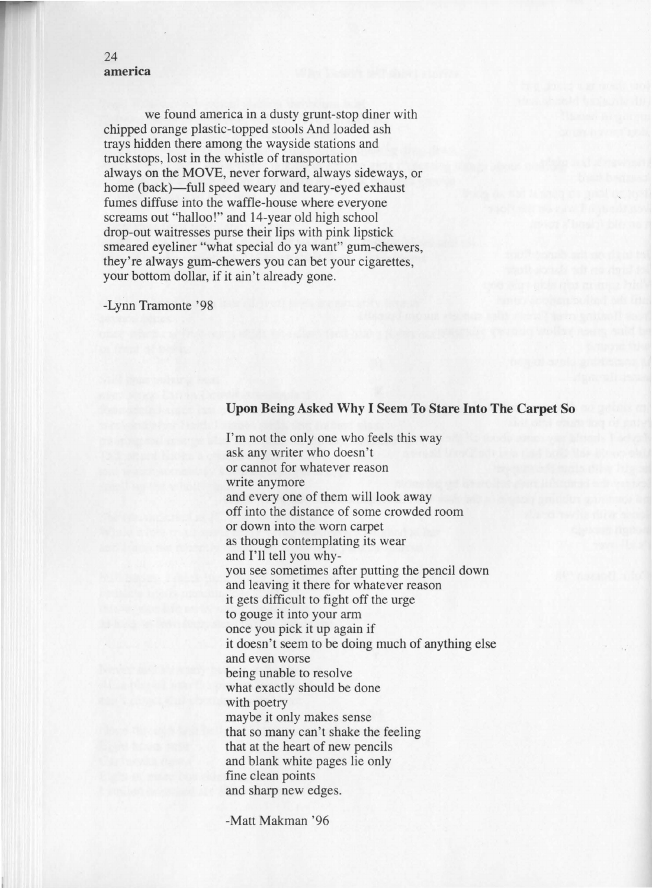## america

we found america in a dusty grunt-stop diner with chipped orange plastic-topped stools And loaded ash trays hidden there among the wayside stations and truckstops, lost in the whistle of transportation always on the MOVE, never forward, always sideways, or home (back)—full speed weary and teary-eyed exhaust fumes diffuse into the waffle-house where everyone screams out "halloo!" and 14-year old high school drop-out waitresses purse their lips with pink lipstick smeared eyeliner "what special do ya want" gum-chewers, they're always gum-chewers you can bet your cigarettes, your bottom dollar, if it ain't already gone.

-Lynn Tramonte '98

## Upon Being Asked Why I Seem To Stare Into The Carpet So

I'm not the only one who feels this way  
ask any writer who doesn't  
or cannot for whatever reason  
write anymore  
and every one of them will look away  
off into the distance of some crowded room  
or down into the worn carpet  
as though contemplating its wear  
and I'll tell you why-  
you see sometimes after putting the pencil down  
and leaving it there for whatever reason  
it gets difficult to fight off the urge  
to gouge it into your arm  
once you pick it up again if  
it doesn't seem to be doing much of anything else  
and even worse  
being unable to resolve  
what exactly should be done  
with poetry  
maybe it only makes sense  
that so many can't shake the feeling  
that at the heart of new pencils  
and blank white pages lie only  
fine clean points  
and sharp new edges.

-Matt Makman '96